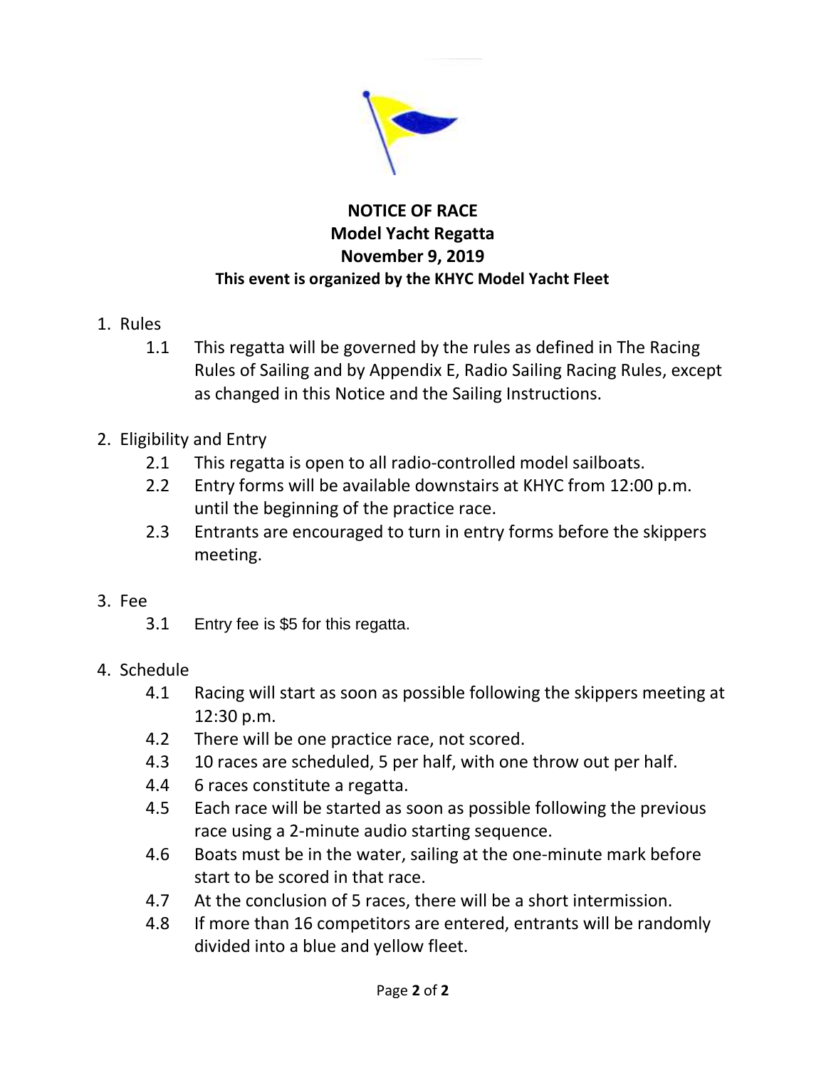# NOTICE OF RACE

## Model Yacht Regatta

## November 9, 2019

**This event is organized by the KHYC Model Yacht Fleet**

1. Rules
   - 1.1 This regatta will be governed by the rules as defined in The Racing Rules of Sailing and by Appendix E, Radio Sailing Racing Rules, except as changed in this Notice and the Sailing Instructions.

2. Eligibility and Entry
   - 2.1 This regatta is open to all radio-controlled model sailboats.
   - 2.2 Entry forms will be available downstairs at KHYC from 12:00 p.m. until the beginning of the practice race.
   - 2.3 Entrants are encouraged to turn in entry forms before the skippers meeting.

3. Fee
   - 3.1 Entry fee is $5 for this regatta.

4. Schedule
   - 4.1 Racing will start as soon as possible following the skippers meeting at 12:30 p.m.
   - 4.2 There will be one practice race, not scored.
   - 4.3 10 races are scheduled, 5 per half, with one throw out per half.
   - 4.4 6 races constitute a regatta.
   - 4.5 Each race will be started as soon as possible following the previous race using a 2-minute audio starting sequence.
   - 4.6 Boats must be in the water, sailing at the one-minute mark before start to be scored in that race.
   - 4.7 At the conclusion of 5 races, there will be a short intermission.
   - 4.8 If more than 16 competitors are entered, entrants will be randomly divided into a blue and yellow fleet.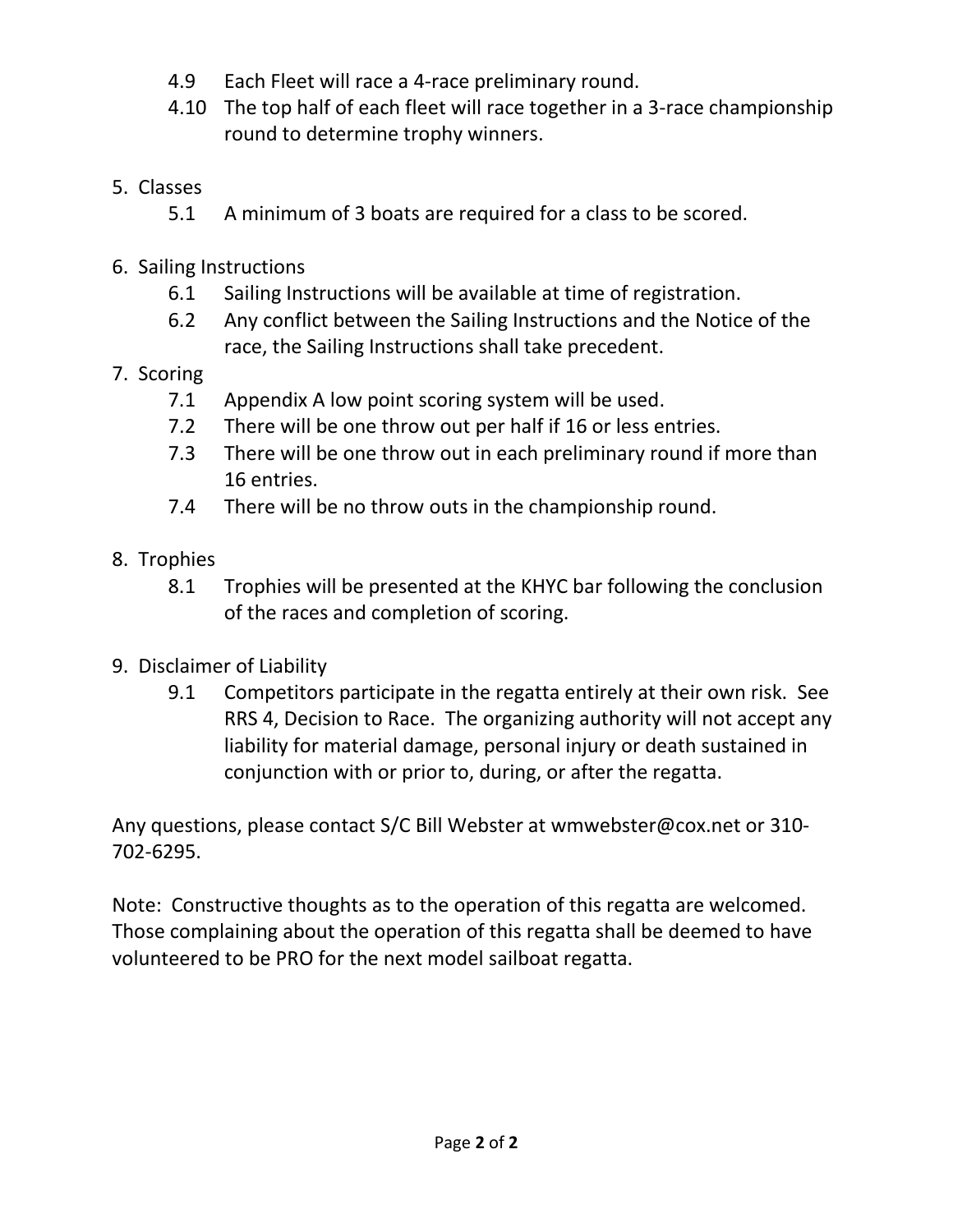4.9 Each Fleet will race a 4-race preliminary round.

4.10 The top half of each fleet will race together in a 3-race championship round to determine trophy winners.

5. Classes

   5.1 A minimum of 3 boats are required for a class to be scored.

6. Sailing Instructions

   6.1 Sailing Instructions will be available at time of registration.

   6.2 Any conflict between the Sailing Instructions and the Notice of the race, the Sailing Instructions shall take precedent.

7. Scoring

   7.1 Appendix A low point scoring system will be used.

   7.2 There will be one throw out per half if 16 or less entries.

   7.3 There will be one throw out in each preliminary round if more than 16 entries.

   7.4 There will be no throw outs in the championship round.

8. Trophies

   8.1 Trophies will be presented at the KHYC bar following the conclusion of the races and completion of scoring.

9. Disclaimer of Liability

   9.1 Competitors participate in the regatta entirely at their own risk. See RRS 4, Decision to Race. The organizing authority will not accept any liability for material damage, personal injury or death sustained in conjunction with or prior to, during, or after the regatta.

Any questions, please contact S/C Bill Webster at wmwebster@cox.net or 310-702-6295.

Note: Constructive thoughts as to the operation of this regatta are welcomed. Those complaining about the operation of this regatta shall be deemed to have volunteered to be PRO for the next model sailboat regatta.